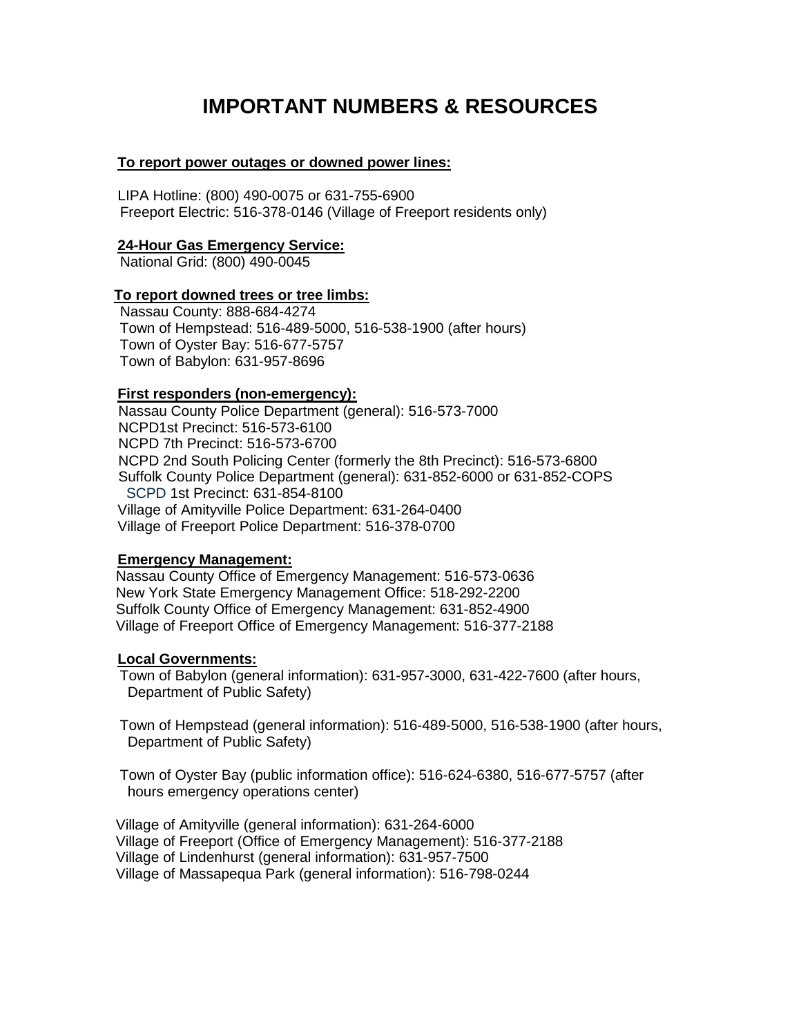# IMPORTANT NUMBERS & RESOURCES

**To report power outages or downed power lines:**

LIPA Hotline: (800) 490-0075 or 631-755-6900
Freeport Electric: 516-378-0146 (Village of Freeport residents only)

**24-Hour Gas Emergency Service:**
National Grid: (800) 490-0045

**To report downed trees or tree limbs:**
Nassau County: 888-684-4274
Town of Hempstead: 516-489-5000, 516-538-1900 (after hours)
Town of Oyster Bay: 516-677-5757
Town of Babylon: 631-957-8696

**First responders (non-emergency):**
Nassau County Police Department (general): 516-573-7000
NCPD1st Precinct: 516-573-6100
NCPD 7th Precinct: 516-573-6700
NCPD 2nd South Policing Center (formerly the 8th Precinct): 516-573-6800
Suffolk County Police Department (general): 631-852-6000 or 631-852-COPS
SCPD 1st Precinct: 631-854-8100
Village of Amityville Police Department: 631-264-0400
Village of Freeport Police Department: 516-378-0700

**Emergency Management:**
Nassau County Office of Emergency Management: 516-573-0636
New York State Emergency Management Office: 518-292-2200
Suffolk County Office of Emergency Management: 631-852-4900
Village of Freeport Office of Emergency Management: 516-377-2188

**Local Governments:**
Town of Babylon (general information): 631-957-3000, 631-422-7600 (after hours, Department of Public Safety)

Town of Hempstead (general information): 516-489-5000, 516-538-1900 (after hours, Department of Public Safety)

Town of Oyster Bay (public information office): 516-624-6380, 516-677-5757 (after hours emergency operations center)

Village of Amityville (general information): 631-264-6000
Village of Freeport (Office of Emergency Management): 516-377-2188
Village of Lindenhurst (general information): 631-957-7500
Village of Massapequa Park (general information): 516-798-0244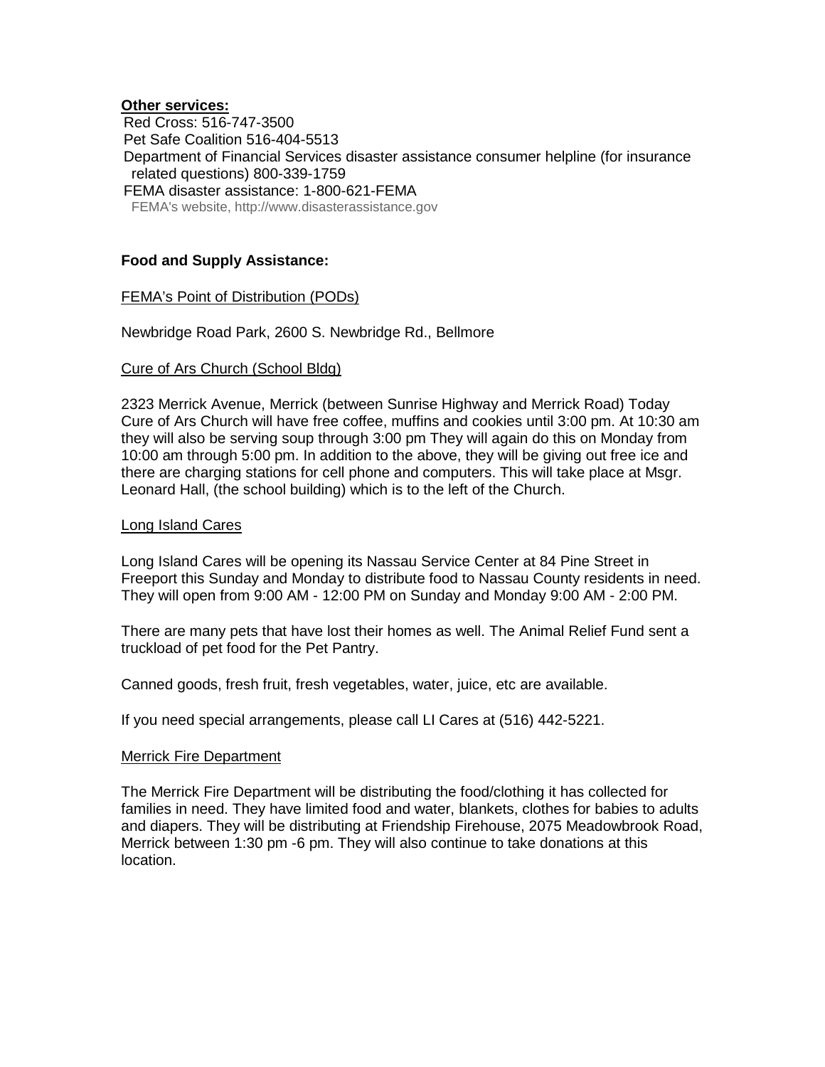**Other services:**

Red Cross: 516-747-3500
Pet Safe Coalition 516-404-5513
Department of Financial Services disaster assistance consumer helpline (for insurance related questions) 800-339-1759
FEMA disaster assistance: 1-800-621-FEMA
FEMA's website, http://www.disasterassistance.gov

**Food and Supply Assistance:**

FEMA's Point of Distribution (PODs)

Newbridge Road Park, 2600 S. Newbridge Rd., Bellmore

Cure of Ars Church (School Bldg)

2323 Merrick Avenue, Merrick (between Sunrise Highway and Merrick Road) Today Cure of Ars Church will have free coffee, muffins and cookies until 3:00 pm. At 10:30 am they will also be serving soup through 3:00 pm They will again do this on Monday from 10:00 am through 5:00 pm. In addition to the above, they will be giving out free ice and there are charging stations for cell phone and computers. This will take place at Msgr. Leonard Hall, (the school building) which is to the left of the Church.

Long Island Cares

Long Island Cares will be opening its Nassau Service Center at 84 Pine Street in Freeport this Sunday and Monday to distribute food to Nassau County residents in need. They will open from 9:00 AM - 12:00 PM on Sunday and Monday 9:00 AM - 2:00 PM.

There are many pets that have lost their homes as well. The Animal Relief Fund sent a truckload of pet food for the Pet Pantry.

Canned goods, fresh fruit, fresh vegetables, water, juice, etc are available.

If you need special arrangements, please call LI Cares at (516) 442-5221.

Merrick Fire Department

The Merrick Fire Department will be distributing the food/clothing it has collected for families in need. They have limited food and water, blankets, clothes for babies to adults and diapers. They will be distributing at Friendship Firehouse, 2075 Meadowbrook Road, Merrick between 1:30 pm -6 pm. They will also continue to take donations at this location.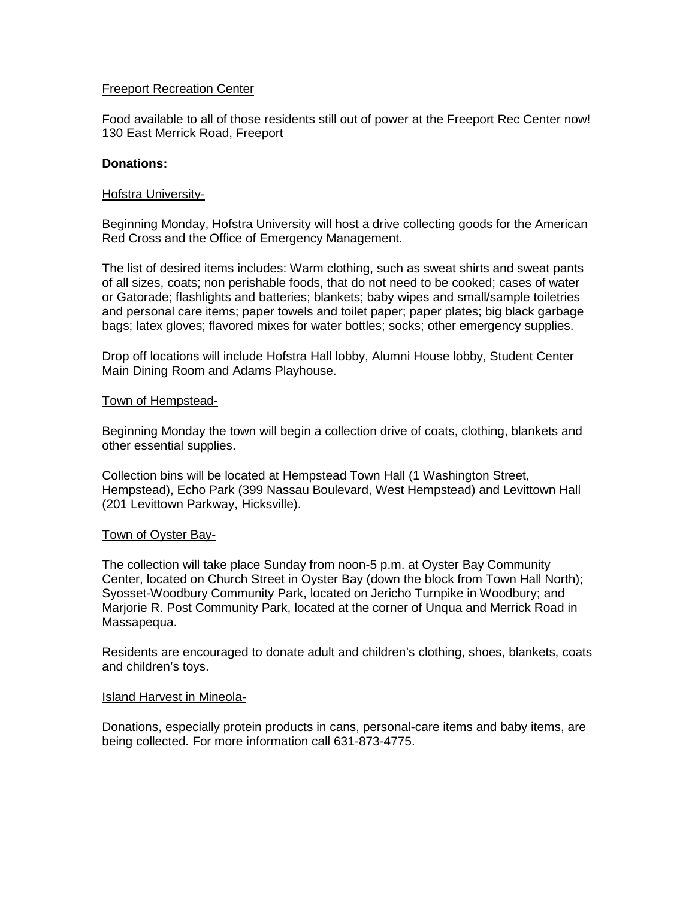<u>Freeport Recreation Center</u>

Food available to all of those residents still out of power at the Freeport Rec Center now!
130 East Merrick Road, Freeport

**Donations:**

<u>Hofstra University-</u>

Beginning Monday, Hofstra University will host a drive collecting goods for the American Red Cross and the Office of Emergency Management.

The list of desired items includes: Warm clothing, such as sweat shirts and sweat pants of all sizes, coats; non perishable foods, that do not need to be cooked; cases of water or Gatorade; flashlights and batteries; blankets; baby wipes and small/sample toiletries and personal care items; paper towels and toilet paper; paper plates; big black garbage bags; latex gloves; flavored mixes for water bottles; socks; other emergency supplies.

Drop off locations will include Hofstra Hall lobby, Alumni House lobby, Student Center Main Dining Room and Adams Playhouse.

<u>Town of Hempstead-</u>

Beginning Monday the town will begin a collection drive of coats, clothing, blankets and other essential supplies.

Collection bins will be located at Hempstead Town Hall (1 Washington Street, Hempstead), Echo Park (399 Nassau Boulevard, West Hempstead) and Levittown Hall (201 Levittown Parkway, Hicksville).

<u>Town of Oyster Bay-</u>

The collection will take place Sunday from noon-5 p.m. at Oyster Bay Community Center, located on Church Street in Oyster Bay (down the block from Town Hall North); Syosset-Woodbury Community Park, located on Jericho Turnpike in Woodbury; and Marjorie R. Post Community Park, located at the corner of Unqua and Merrick Road in Massapequa.

Residents are encouraged to donate adult and children's clothing, shoes, blankets, coats and children's toys.

<u>Island Harvest in Mineola-</u>

Donations, especially protein products in cans, personal-care items and baby items, are being collected. For more information call 631-873-4775.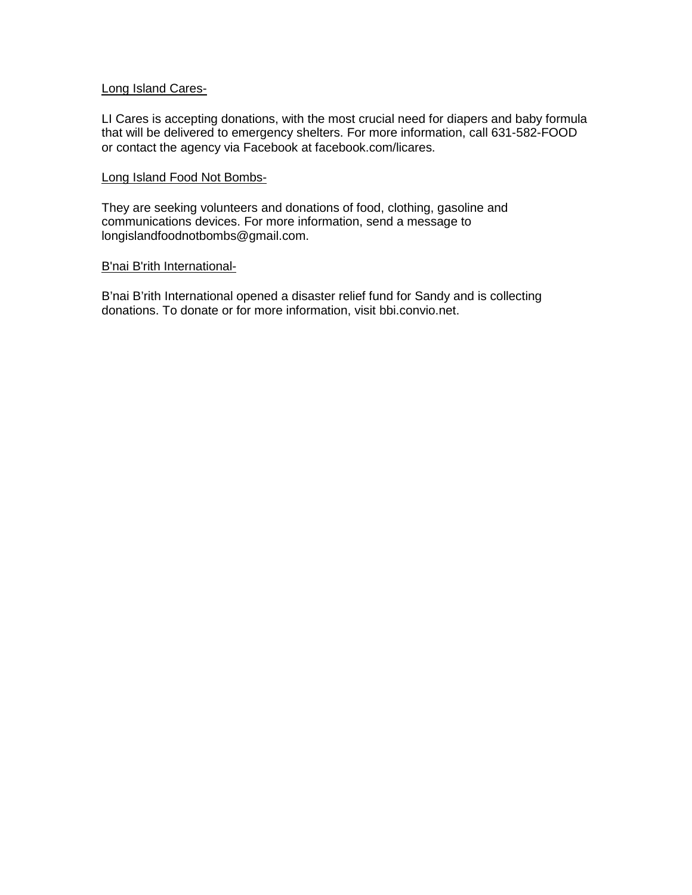Long Island Cares-

LI Cares is accepting donations, with the most crucial need for diapers and baby formula that will be delivered to emergency shelters. For more information, call 631-582-FOOD or contact the agency via Facebook at facebook.com/licares.

Long Island Food Not Bombs-

They are seeking volunteers and donations of food, clothing, gasoline and communications devices. For more information, send a message to longislandfoodnotbombs@gmail.com.

B'nai B'rith International-

B’nai B’rith International opened a disaster relief fund for Sandy and is collecting donations. To donate or for more information, visit bbi.convio.net.